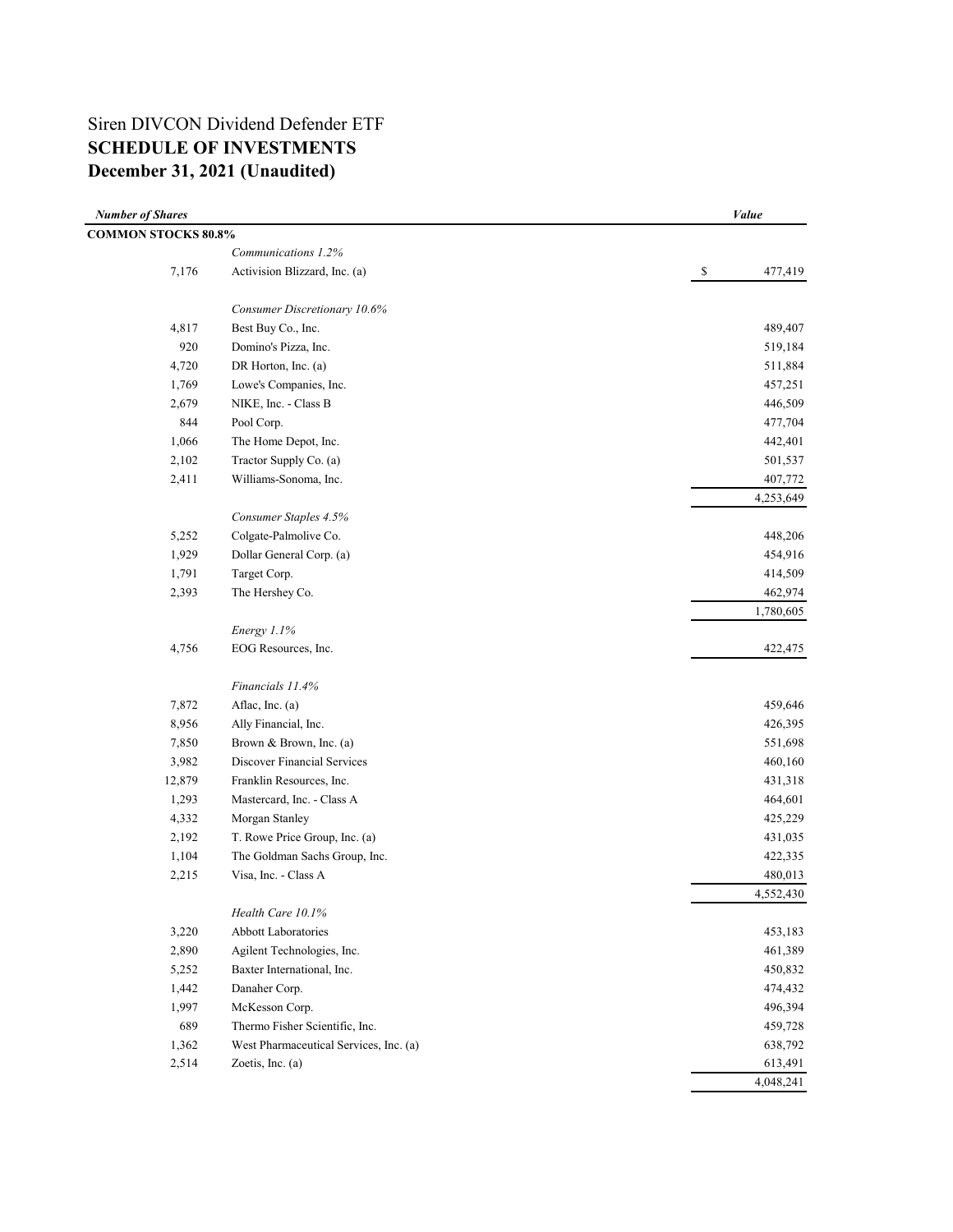# Siren DIVCON Dividend Defender ETF

## SCHEDULE OF INVESTMENTS

## December 31, 2021 (Unaudited)

| *Number of Shares* | | *Value* |
|---|---|---|
| **COMMON STOCKS 80.8%** | | |
| | *Communications 1.2%* | |
| 7,176 | Activision Blizzard, Inc. (a) | $ 477,419 |
| | *Consumer Discretionary 10.6%* | |
| 4,817 | Best Buy Co., Inc. | 489,407 |
| 920 | Domino's Pizza, Inc. | 519,184 |
| 4,720 | DR Horton, Inc. (a) | 511,884 |
| 1,769 | Lowe's Companies, Inc. | 457,251 |
| 2,679 | NIKE, Inc. - Class B | 446,509 |
| 844 | Pool Corp. | 477,704 |
| 1,066 | The Home Depot, Inc. | 442,401 |
| 2,102 | Tractor Supply Co. (a) | 501,537 |
| 2,411 | Williams-Sonoma, Inc. | 407,772 |
| | | 4,253,649 |
| | *Consumer Staples 4.5%* | |
| 5,252 | Colgate-Palmolive Co. | 448,206 |
| 1,929 | Dollar General Corp. (a) | 454,916 |
| 1,791 | Target Corp. | 414,509 |
| 2,393 | The Hershey Co. | 462,974 |
| | | 1,780,605 |
| | *Energy 1.1%* | |
| 4,756 | EOG Resources, Inc. | 422,475 |
| | *Financials 11.4%* | |
| 7,872 | Aflac, Inc. (a) | 459,646 |
| 8,956 | Ally Financial, Inc. | 426,395 |
| 7,850 | Brown & Brown, Inc. (a) | 551,698 |
| 3,982 | Discover Financial Services | 460,160 |
| 12,879 | Franklin Resources, Inc. | 431,318 |
| 1,293 | Mastercard, Inc. - Class A | 464,601 |
| 4,332 | Morgan Stanley | 425,229 |
| 2,192 | T. Rowe Price Group, Inc. (a) | 431,035 |
| 1,104 | The Goldman Sachs Group, Inc. | 422,335 |
| 2,215 | Visa, Inc. - Class A | 480,013 |
| | | 4,552,430 |
| | *Health Care 10.1%* | |
| 3,220 | Abbott Laboratories | 453,183 |
| 2,890 | Agilent Technologies, Inc. | 461,389 |
| 5,252 | Baxter International, Inc. | 450,832 |
| 1,442 | Danaher Corp. | 474,432 |
| 1,997 | McKesson Corp. | 496,394 |
| 689 | Thermo Fisher Scientific, Inc. | 459,728 |
| 1,362 | West Pharmaceutical Services, Inc. (a) | 638,792 |
| 2,514 | Zoetis, Inc. (a) | 613,491 |
| | | 4,048,241 |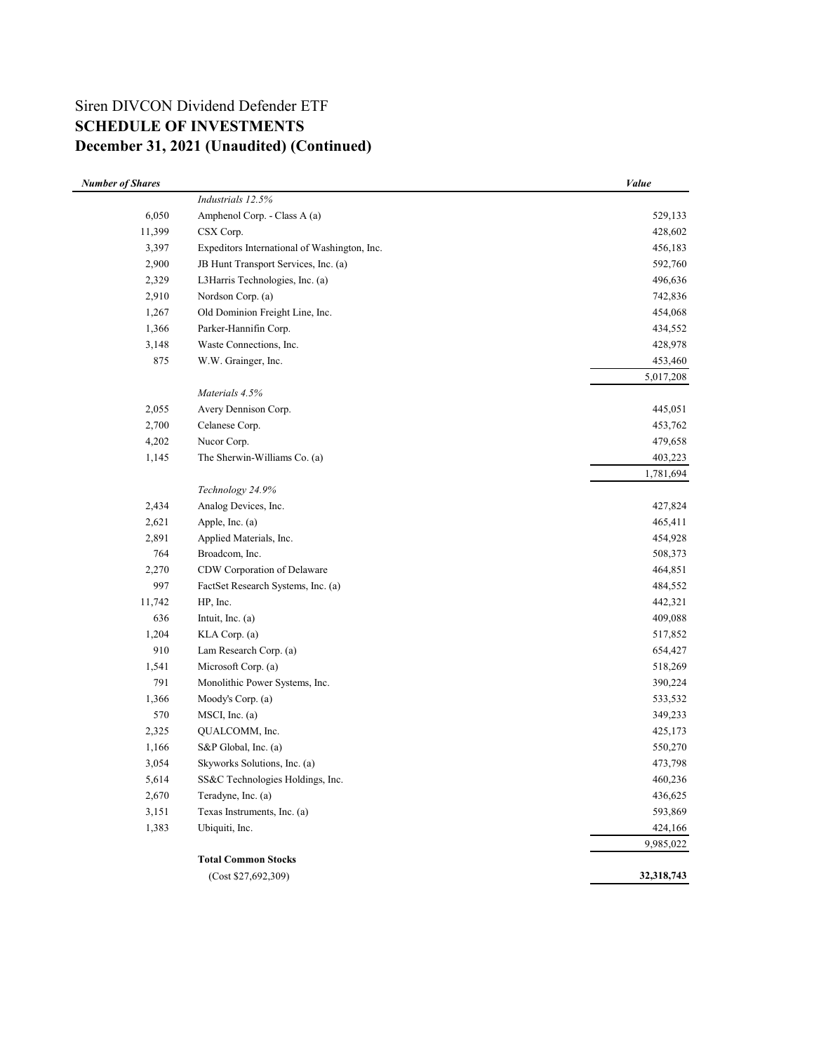# Siren DIVCON Dividend Defender ETF

## SCHEDULE OF INVESTMENTS

## December 31, 2021 (Unaudited) (Continued)

| *Number of Shares* | | *Value* |
|---|---|---|
| | *Industrials 12.5%* | |
| 6,050 | Amphenol Corp. - Class A (a) | 529,133 |
| 11,399 | CSX Corp. | 428,602 |
| 3,397 | Expeditors International of Washington, Inc. | 456,183 |
| 2,900 | JB Hunt Transport Services, Inc. (a) | 592,760 |
| 2,329 | L3Harris Technologies, Inc. (a) | 496,636 |
| 2,910 | Nordson Corp. (a) | 742,836 |
| 1,267 | Old Dominion Freight Line, Inc. | 454,068 |
| 1,366 | Parker-Hannifin Corp. | 434,552 |
| 3,148 | Waste Connections, Inc. | 428,978 |
| 875 | W.W. Grainger, Inc. | 453,460 |
| | | 5,017,208 |
| | *Materials 4.5%* | |
| 2,055 | Avery Dennison Corp. | 445,051 |
| 2,700 | Celanese Corp. | 453,762 |
| 4,202 | Nucor Corp. | 479,658 |
| 1,145 | The Sherwin-Williams Co. (a) | 403,223 |
| | | 1,781,694 |
| | *Technology 24.9%* | |
| 2,434 | Analog Devices, Inc. | 427,824 |
| 2,621 | Apple, Inc. (a) | 465,411 |
| 2,891 | Applied Materials, Inc. | 454,928 |
| 764 | Broadcom, Inc. | 508,373 |
| 2,270 | CDW Corporation of Delaware | 464,851 |
| 997 | FactSet Research Systems, Inc. (a) | 484,552 |
| 11,742 | HP, Inc. | 442,321 |
| 636 | Intuit, Inc. (a) | 409,088 |
| 1,204 | KLA Corp. (a) | 517,852 |
| 910 | Lam Research Corp. (a) | 654,427 |
| 1,541 | Microsoft Corp. (a) | 518,269 |
| 791 | Monolithic Power Systems, Inc. | 390,224 |
| 1,366 | Moody's Corp. (a) | 533,532 |
| 570 | MSCI, Inc. (a) | 349,233 |
| 2,325 | QUALCOMM, Inc. | 425,173 |
| 1,166 | S&P Global, Inc. (a) | 550,270 |
| 3,054 | Skyworks Solutions, Inc. (a) | 473,798 |
| 5,614 | SS&C Technologies Holdings, Inc. | 460,236 |
| 2,670 | Teradyne, Inc. (a) | 436,625 |
| 3,151 | Texas Instruments, Inc. (a) | 593,869 |
| 1,383 | Ubiquiti, Inc. | 424,166 |
| | | 9,985,022 |
| | **Total Common Stocks** | |
| | (Cost $27,692,309) | **32,318,743** |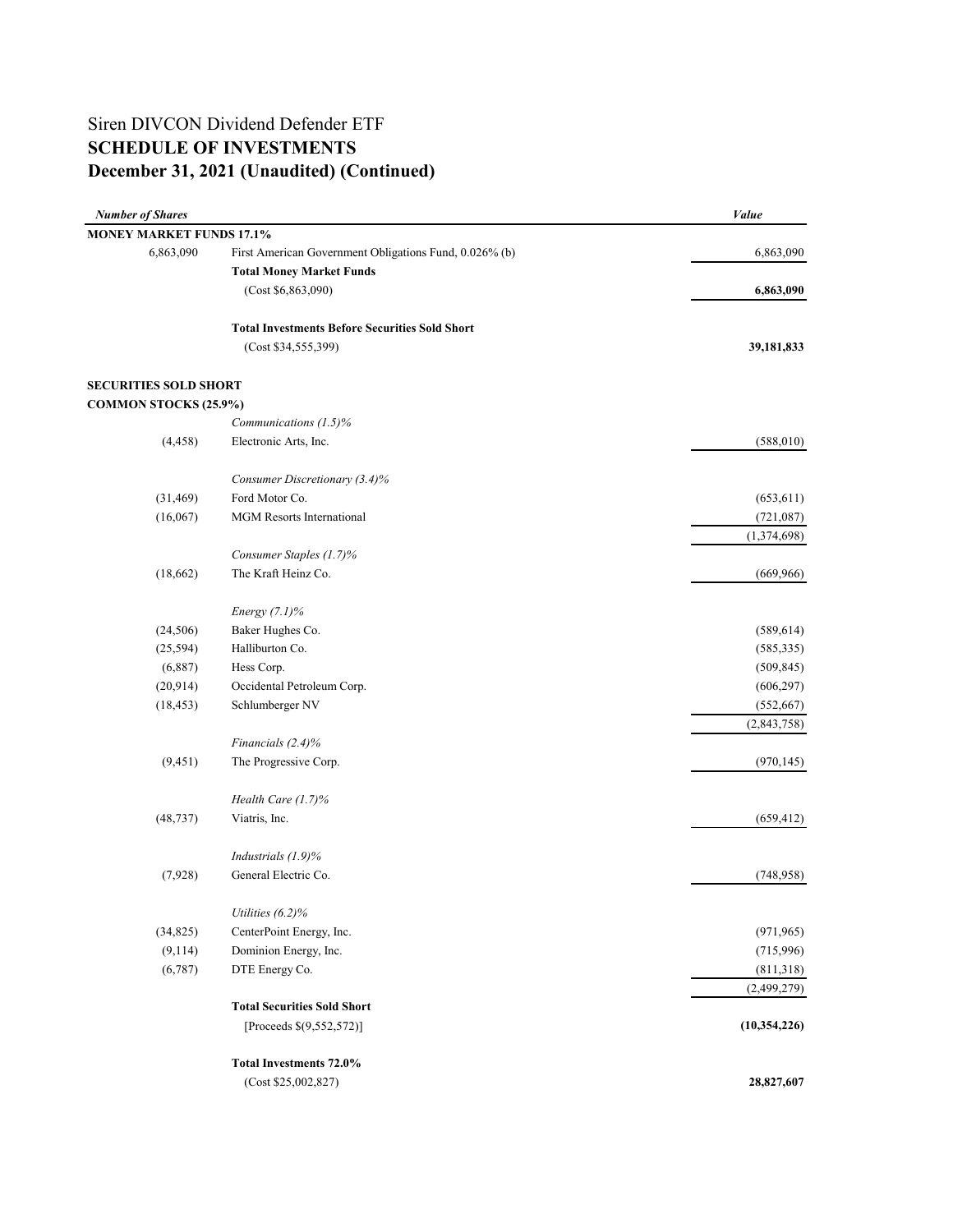# Siren DIVCON Dividend Defender ETF
## SCHEDULE OF INVESTMENTS
## December 31, 2021 (Unaudited) (Continued)

| *Number of Shares* | | *Value* |
|---|---|---|
| **MONEY MARKET FUNDS 17.1%** | | |
| 6,863,090 | First American Government Obligations Fund, 0.026% (b) | 6,863,090 |
| | **Total Money Market Funds** | |
| | (Cost $6,863,090) | **6,863,090** |
| | | |
| | **Total Investments Before Securities Sold Short** | |
| | (Cost $34,555,399) | **39,181,833** |
| | | |
| **SECURITIES SOLD SHORT** | | |
| **COMMON STOCKS (25.9%)** | | |
| | *Communications (1.5)%* | |
| (4,458) | Electronic Arts, Inc. | (588,010) |
| | | |
| | *Consumer Discretionary (3.4)%* | |
| (31,469) | Ford Motor Co. | (653,611) |
| (16,067) | MGM Resorts International | (721,087) |
| | | (1,374,698) |
| | *Consumer Staples (1.7)%* | |
| (18,662) | The Kraft Heinz Co. | (669,966) |
| | | |
| | *Energy (7.1)%* | |
| (24,506) | Baker Hughes Co. | (589,614) |
| (25,594) | Halliburton Co. | (585,335) |
| (6,887) | Hess Corp. | (509,845) |
| (20,914) | Occidental Petroleum Corp. | (606,297) |
| (18,453) | Schlumberger NV | (552,667) |
| | | (2,843,758) |
| | *Financials (2.4)%* | |
| (9,451) | The Progressive Corp. | (970,145) |
| | | |
| | *Health Care (1.7)%* | |
| (48,737) | Viatris, Inc. | (659,412) |
| | | |
| | *Industrials (1.9)%* | |
| (7,928) | General Electric Co. | (748,958) |
| | | |
| | *Utilities (6.2)%* | |
| (34,825) | CenterPoint Energy, Inc. | (971,965) |
| (9,114) | Dominion Energy, Inc. | (715,996) |
| (6,787) | DTE Energy Co. | (811,318) |
| | | (2,499,279) |
| | **Total Securities Sold Short** | |
| | [Proceeds $(9,552,572)] | **(10,354,226)** |
| | | |
| | **Total Investments 72.0%** | |
| | (Cost $25,002,827) | **28,827,607** |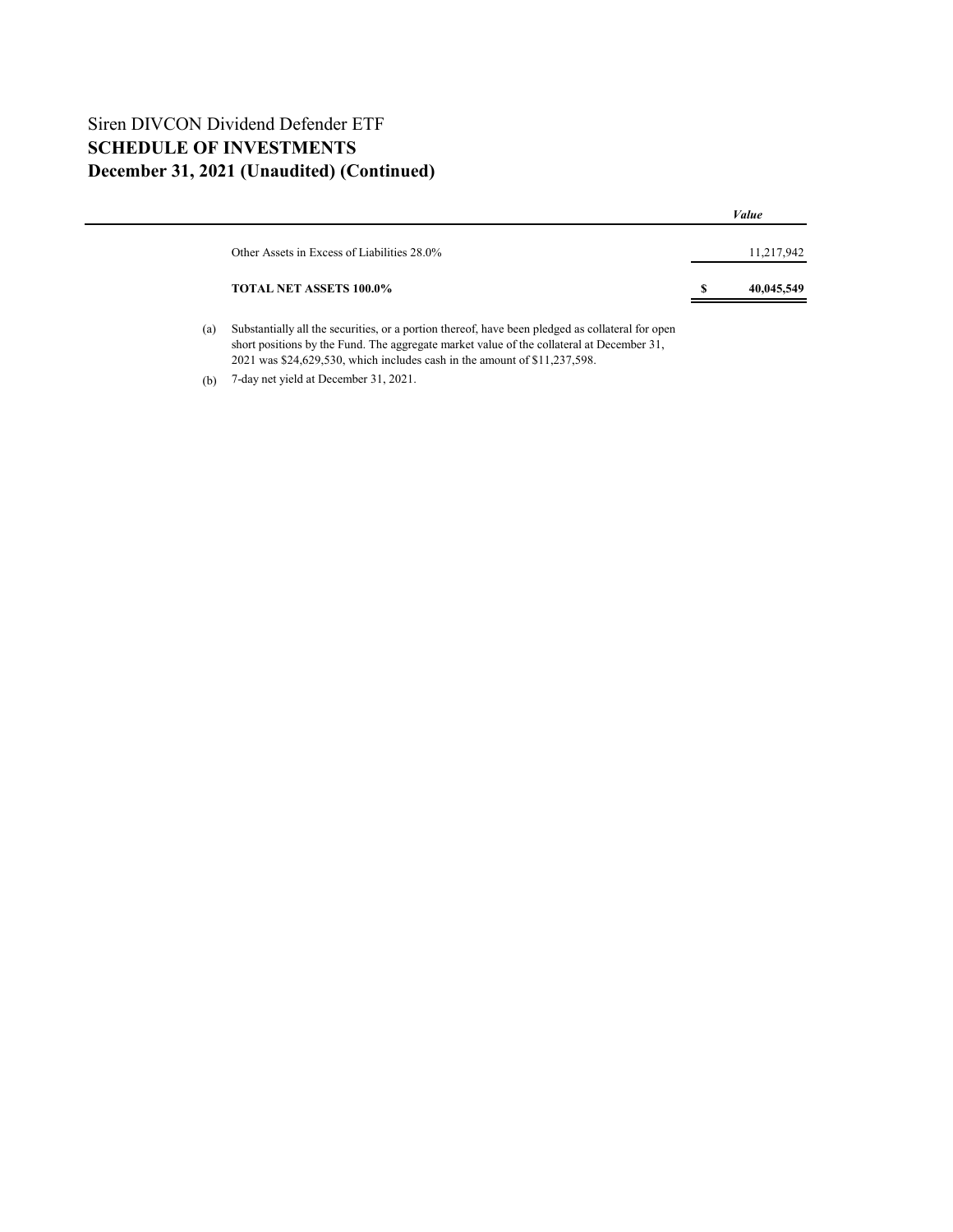# Siren DIVCON Dividend Defender ETF
## SCHEDULE OF INVESTMENTS
## December 31, 2021 (Unaudited) (Continued)

| | | *Value* |
|---|---|---|
| Other Assets in Excess of Liabilities 28.0% | | 11,217,942 |
| **TOTAL NET ASSETS 100.0%** | **$** | **40,045,549** |

(a) Substantially all the securities, or a portion thereof, have been pledged as collateral for open short positions by the Fund. The aggregate market value of the collateral at December 31, 2021 was $24,629,530, which includes cash in the amount of $11,237,598.

(b) 7-day net yield at December 31, 2021.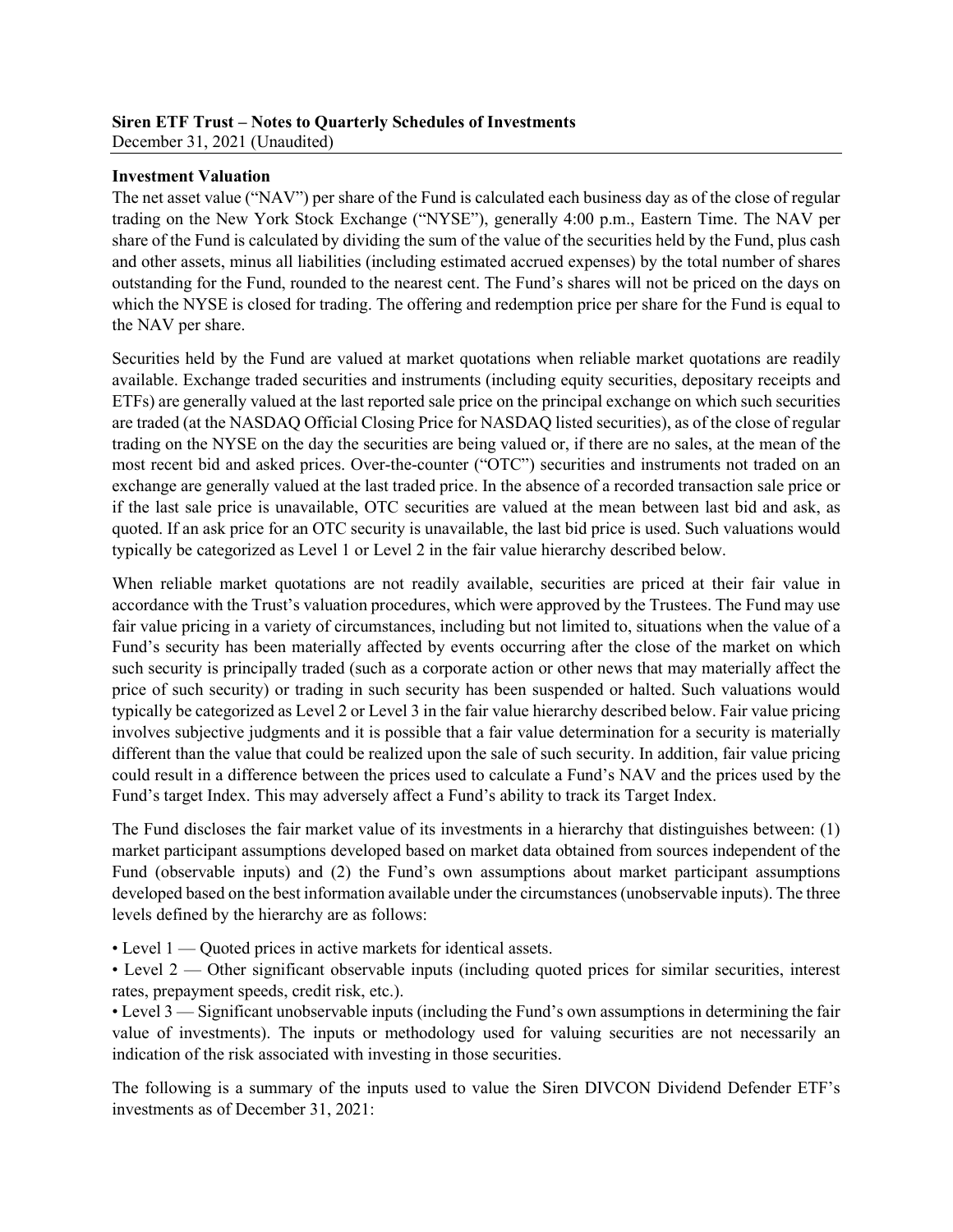**Siren ETF Trust – Notes to Quarterly Schedules of Investments**
December 31, 2021 (Unaudited)

**Investment Valuation**

The net asset value ("NAV") per share of the Fund is calculated each business day as of the close of regular trading on the New York Stock Exchange ("NYSE"), generally 4:00 p.m., Eastern Time. The NAV per share of the Fund is calculated by dividing the sum of the value of the securities held by the Fund, plus cash and other assets, minus all liabilities (including estimated accrued expenses) by the total number of shares outstanding for the Fund, rounded to the nearest cent. The Fund's shares will not be priced on the days on which the NYSE is closed for trading. The offering and redemption price per share for the Fund is equal to the NAV per share.

Securities held by the Fund are valued at market quotations when reliable market quotations are readily available. Exchange traded securities and instruments (including equity securities, depositary receipts and ETFs) are generally valued at the last reported sale price on the principal exchange on which such securities are traded (at the NASDAQ Official Closing Price for NASDAQ listed securities), as of the close of regular trading on the NYSE on the day the securities are being valued or, if there are no sales, at the mean of the most recent bid and asked prices. Over-the-counter ("OTC") securities and instruments not traded on an exchange are generally valued at the last traded price. In the absence of a recorded transaction sale price or if the last sale price is unavailable, OTC securities are valued at the mean between last bid and ask, as quoted. If an ask price for an OTC security is unavailable, the last bid price is used. Such valuations would typically be categorized as Level 1 or Level 2 in the fair value hierarchy described below.

When reliable market quotations are not readily available, securities are priced at their fair value in accordance with the Trust's valuation procedures, which were approved by the Trustees. The Fund may use fair value pricing in a variety of circumstances, including but not limited to, situations when the value of a Fund's security has been materially affected by events occurring after the close of the market on which such security is principally traded (such as a corporate action or other news that may materially affect the price of such security) or trading in such security has been suspended or halted. Such valuations would typically be categorized as Level 2 or Level 3 in the fair value hierarchy described below. Fair value pricing involves subjective judgments and it is possible that a fair value determination for a security is materially different than the value that could be realized upon the sale of such security. In addition, fair value pricing could result in a difference between the prices used to calculate a Fund's NAV and the prices used by the Fund's target Index. This may adversely affect a Fund's ability to track its Target Index.

The Fund discloses the fair market value of its investments in a hierarchy that distinguishes between: (1) market participant assumptions developed based on market data obtained from sources independent of the Fund (observable inputs) and (2) the Fund's own assumptions about market participant assumptions developed based on the best information available under the circumstances (unobservable inputs). The three levels defined by the hierarchy are as follows:

- Level 1 — Quoted prices in active markets for identical assets.
- Level 2 — Other significant observable inputs (including quoted prices for similar securities, interest rates, prepayment speeds, credit risk, etc.).
- Level 3 — Significant unobservable inputs (including the Fund's own assumptions in determining the fair value of investments). The inputs or methodology used for valuing securities are not necessarily an indication of the risk associated with investing in those securities.

The following is a summary of the inputs used to value the Siren DIVCON Dividend Defender ETF's investments as of December 31, 2021: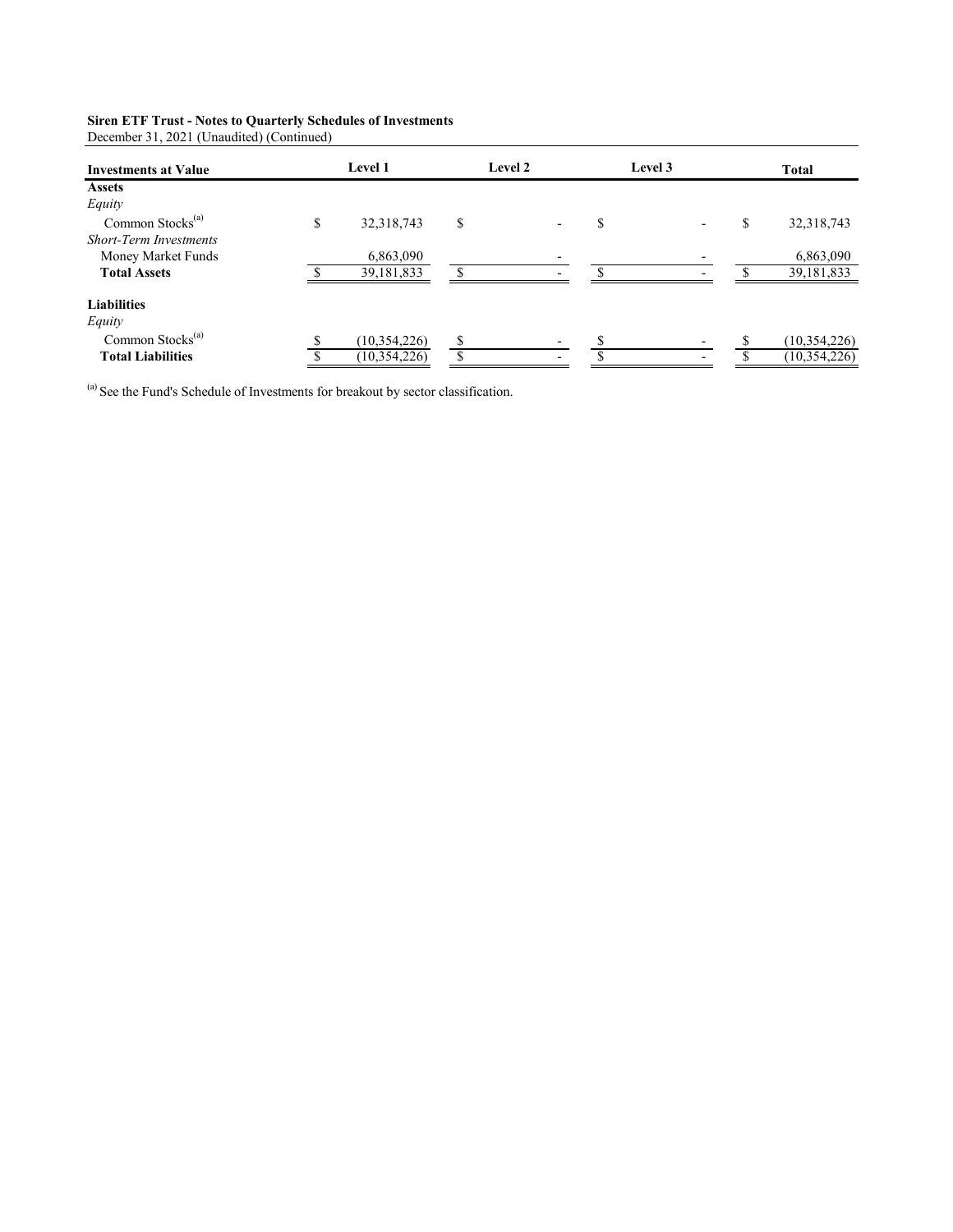**Siren ETF Trust - Notes to Quarterly Schedules of Investments**
December 31, 2021 (Unaudited) (Continued)

| Investments at Value | Level 1 | Level 2 | Level 3 | Total |
|---|---|---|---|---|
| **Assets** | | | | |
| *Equity* | | | | |
| Common Stocks[(a)] | $ 32,318,743 | $ - | $ - | $ 32,318,743 |
| *Short-Term Investments* | | | | |
| Money Market Funds | 6,863,090 | - | - | 6,863,090 |
| **Total Assets** | $ 39,181,833 | $ - | $ - | $ 39,181,833 |
| **Liabilities** | | | | |
| *Equity* | | | | |
| Common Stocks[(a)] | $ (10,354,226) | $ - | $ - | $ (10,354,226) |
| **Total Liabilities** | $ (10,354,226) | $ - | $ - | $ (10,354,226) |

[(a)] See the Fund's Schedule of Investments for breakout by sector classification.